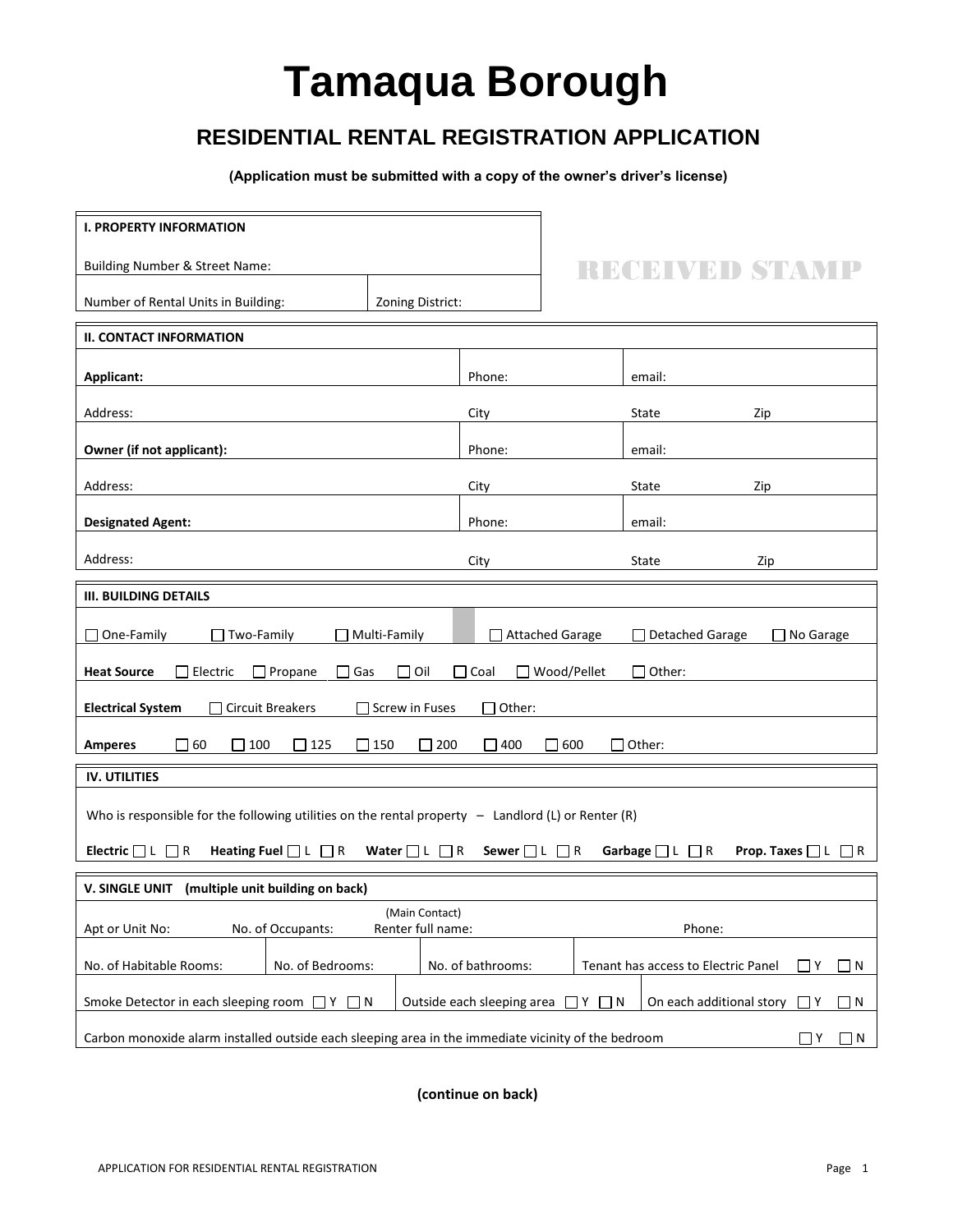# Tamaqua Borough

## RESIDENTIAL RENTAL REGISTRATION APPLICATION

**(Application must be submitted with a copy of the owner's driver's license)**

RECEIVED STAMP

| **I. PROPERTY INFORMATION** | |
|---|---|
| Building Number & Street Name: | |
| Number of Rental Units in Building: | Zoning District: |

| **II. CONTACT INFORMATION** | | | |
|---|---|---|---|
| **Applicant:** | Phone: | email: | |
| Address: | City | State | Zip |
| **Owner (if not applicant):** | Phone: | email: | |
| Address: | City | State | Zip |
| **Designated Agent:** | Phone: | email: | |
| Address: | City | State | Zip |

**III. BUILDING DETAILS**

☐ One-Family ☐ Two-Family ☐ Multi-Family ☐ Attached Garage ☐ Detached Garage ☐ No Garage

**Heat Source** ☐ Electric ☐ Propane ☐ Gas ☐ Oil ☐ Coal ☐ Wood/Pellet ☐ Other:

**Electrical System** ☐ Circuit Breakers ☐ Screw in Fuses ☐ Other:

**Amperes** ☐ 60 ☐ 100 ☐ 125 ☐ 150 ☐ 200 ☐ 400 ☐ 600 ☐ Other:

**IV. UTILITIES**

Who is responsible for the following utilities on the rental property – Landlord (L) or Renter (R)

**Electric** ☐ L ☐ R **Heating Fuel** ☐ L ☐ R **Water** ☐ L ☐ R **Sewer** ☐ L ☐ R **Garbage** ☐ L ☐ R **Prop. Taxes** ☐ L ☐ R

**V. SINGLE UNIT (multiple unit building on back)**

| Apt or Unit No: | No. of Occupants: | (Main Contact) Renter full name: | Phone: |
|---|---|---|---|
| No. of Habitable Rooms: | No. of Bedrooms: | No. of bathrooms: | Tenant has access to Electric Panel ☐ Y ☐ N |
| Smoke Detector in each sleeping room ☐ Y ☐ N | Outside each sleeping area ☐ Y ☐ N | On each additional story ☐ Y ☐ N | |
| Carbon monoxide alarm installed outside each sleeping area in the immediate vicinity of the bedroom ☐ Y ☐ N | | | |

**(continue on back)**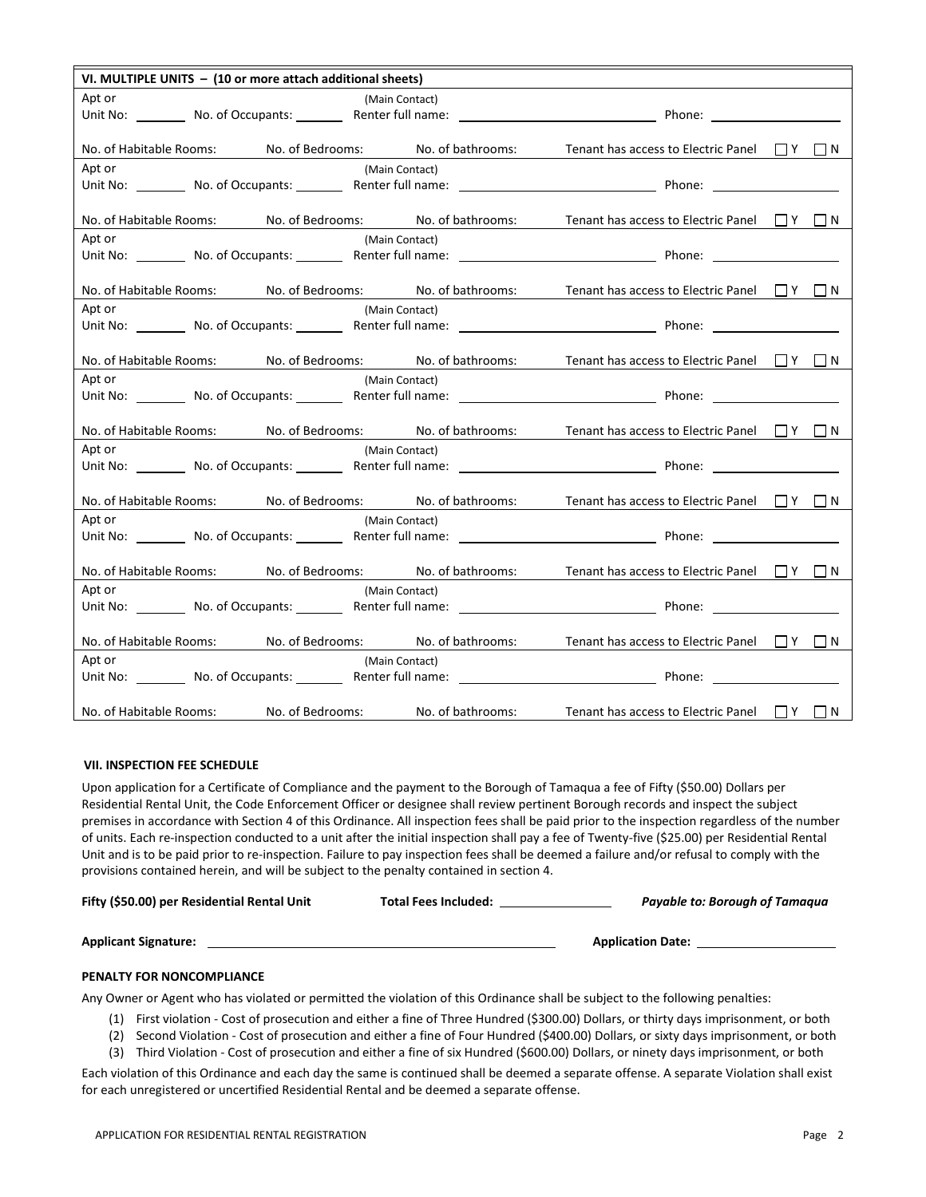## VI. MULTIPLE UNITS – (10 or more attach additional sheets)

Apt or Unit No: ________ No. of Occupants: ________ (Main Contact) Renter full name: ______________________________ Phone: ____________________

No. of Habitable Rooms: No. of Bedrooms: No. of bathrooms: Tenant has access to Electric Panel ☐ Y ☐ N

Apt or Unit No: ________ No. of Occupants: ________ (Main Contact) Renter full name: ______________________________ Phone: ____________________

No. of Habitable Rooms: No. of Bedrooms: No. of bathrooms: Tenant has access to Electric Panel ☐ Y ☐ N

Apt or Unit No: ________ No. of Occupants: ________ (Main Contact) Renter full name: ______________________________ Phone: ____________________

No. of Habitable Rooms: No. of Bedrooms: No. of bathrooms: Tenant has access to Electric Panel ☐ Y ☐ N

Apt or Unit No: ________ No. of Occupants: ________ (Main Contact) Renter full name: ______________________________ Phone: ____________________

No. of Habitable Rooms: No. of Bedrooms: No. of bathrooms: Tenant has access to Electric Panel ☐ Y ☐ N

Apt or Unit No: ________ No. of Occupants: ________ (Main Contact) Renter full name: ______________________________ Phone: ____________________

No. of Habitable Rooms: No. of Bedrooms: No. of bathrooms: Tenant has access to Electric Panel ☐ Y ☐ N

Apt or Unit No: ________ No. of Occupants: ________ (Main Contact) Renter full name: ______________________________ Phone: ____________________

No. of Habitable Rooms: No. of Bedrooms: No. of bathrooms: Tenant has access to Electric Panel ☐ Y ☐ N

Apt or Unit No: ________ No. of Occupants: ________ (Main Contact) Renter full name: ______________________________ Phone: ____________________

No. of Habitable Rooms: No. of Bedrooms: No. of bathrooms: Tenant has access to Electric Panel ☐ Y ☐ N

Apt or Unit No: ________ No. of Occupants: ________ (Main Contact) Renter full name: ______________________________ Phone: ____________________

No. of Habitable Rooms: No. of Bedrooms: No. of bathrooms: Tenant has access to Electric Panel ☐ Y ☐ N

Apt or Unit No: ________ No. of Occupants: ________ (Main Contact) Renter full name: ______________________________ Phone: ____________________

No. of Habitable Rooms: No. of Bedrooms: No. of bathrooms: Tenant has access to Electric Panel ☐ Y ☐ N

## VII. INSPECTION FEE SCHEDULE

Upon application for a Certificate of Compliance and the payment to the Borough of Tamaqua a fee of Fifty ($50.00) Dollars per Residential Rental Unit, the Code Enforcement Officer or designee shall review pertinent Borough records and inspect the subject premises in accordance with Section 4 of this Ordinance. All inspection fees shall be paid prior to the inspection regardless of the number of units. Each re-inspection conducted to a unit after the initial inspection shall pay a fee of Twenty-five ($25.00) per Residential Rental Unit and is to be paid prior to re-inspection. Failure to pay inspection fees shall be deemed a failure and/or refusal to comply with the provisions contained herein, and will be subject to the penalty contained in section 4.

**Fifty ($50.00) per Residential Rental Unit** **Total Fees Included:** ________________ ***Payable to: Borough of Tamaqua***

**Applicant Signature:** ______________________________________________ **Application Date:** ____________________

### PENALTY FOR NONCOMPLIANCE

Any Owner or Agent who has violated or permitted the violation of this Ordinance shall be subject to the following penalties:

(1) First violation - Cost of prosecution and either a fine of Three Hundred ($300.00) Dollars, or thirty days imprisonment, or both
(2) Second Violation - Cost of prosecution and either a fine of Four Hundred ($400.00) Dollars, or sixty days imprisonment, or both
(3) Third Violation - Cost of prosecution and either a fine of six Hundred ($600.00) Dollars, or ninety days imprisonment, or both

Each violation of this Ordinance and each day the same is continued shall be deemed a separate offense. A separate Violation shall exist for each unregistered or uncertified Residential Rental and be deemed a separate offense.